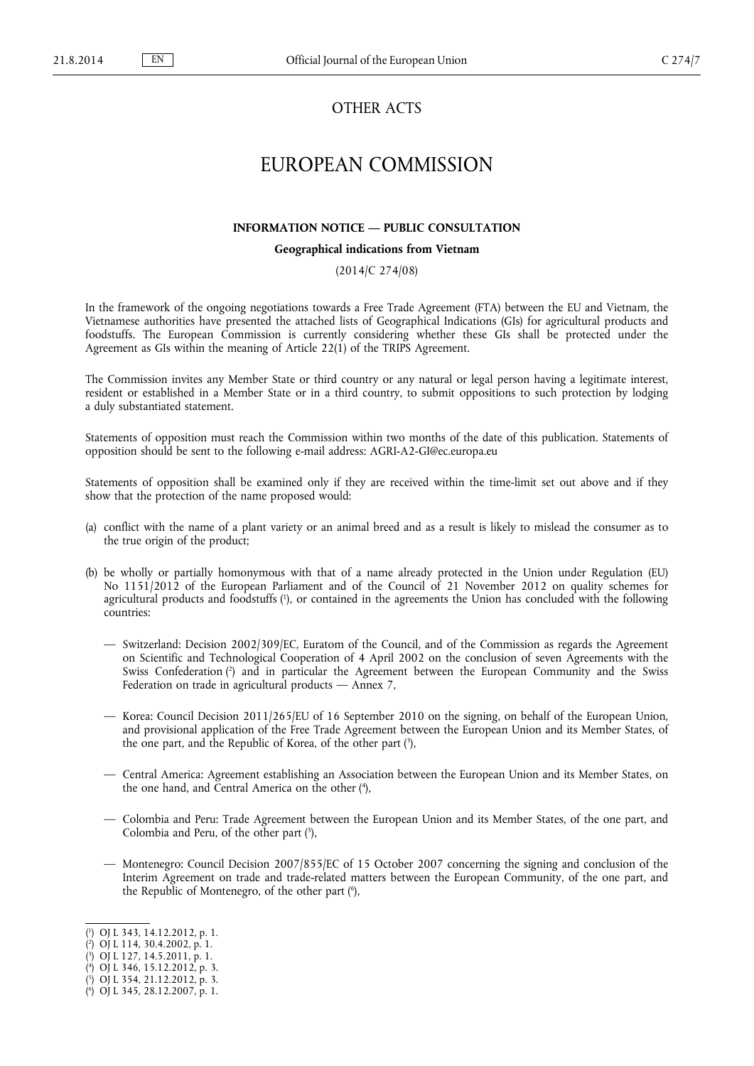# OTHER ACTS

# EUROPEAN COMMISSION

### INFORMATION NOTICE — PUBLIC CONSULTATION

**Geographical indications from Vietnam**

(2014/C 274/08)

In the framework of the ongoing negotiations towards a Free Trade Agreement (FTA) between the EU and Vietnam, the Vietnamese authorities have presented the attached lists of Geographical Indications (GIs) for agricultural products and foodstuffs. The European Commission is currently considering whether these GIs shall be protected under the Agreement as GIs within the meaning of Article 22(1) of the TRIPS Agreement.

The Commission invites any Member State or third country or any natural or legal person having a legitimate interest, resident or established in a Member State or in a third country, to submit oppositions to such protection by lodging a duly substantiated statement.

Statements of opposition must reach the Commission within two months of the date of this publication. Statements of opposition should be sent to the following e-mail address: AGRI-A2-GI@ec.europa.eu

Statements of opposition shall be examined only if they are received within the time-limit set out above and if they show that the protection of the name proposed would:

(a) conflict with the name of a plant variety or an animal breed and as a result is likely to mislead the consumer as to the true origin of the product;

(b) be wholly or partially homonymous with that of a name already protected in the Union under Regulation (EU) No 1151/2012 of the European Parliament and of the Council of 21 November 2012 on quality schemes for agricultural products and foodstuffs [1], or contained in the agreements the Union has concluded with the following countries:

— Switzerland: Decision 2002/309/EC, Euratom of the Council, and of the Commission as regards the Agreement on Scientific and Technological Cooperation of 4 April 2002 on the conclusion of seven Agreements with the Swiss Confederation [2] and in particular the Agreement between the European Community and the Swiss Federation on trade in agricultural products — Annex 7,

— Korea: Council Decision 2011/265/EU of 16 September 2010 on the signing, on behalf of the European Union, and provisional application of the Free Trade Agreement between the European Union and its Member States, of the one part, and the Republic of Korea, of the other part [3],

— Central America: Agreement establishing an Association between the European Union and its Member States, on the one hand, and Central America on the other [4],

— Colombia and Peru: Trade Agreement between the European Union and its Member States, of the one part, and Colombia and Peru, of the other part [5],

— Montenegro: Council Decision 2007/855/EC of 15 October 2007 concerning the signing and conclusion of the Interim Agreement on trade and trade-related matters between the European Community, of the one part, and the Republic of Montenegro, of the other part [6],

---

[1] OJ L 343, 14.12.2012, p. 1.
[2] OJ L 114, 30.4.2002, p. 1.
[3] OJ L 127, 14.5.2011, p. 1.
[4] OJ L 346, 15.12.2012, p. 3.
[5] OJ L 354, 21.12.2012, p. 3.
[6] OJ L 345, 28.12.2007, p. 1.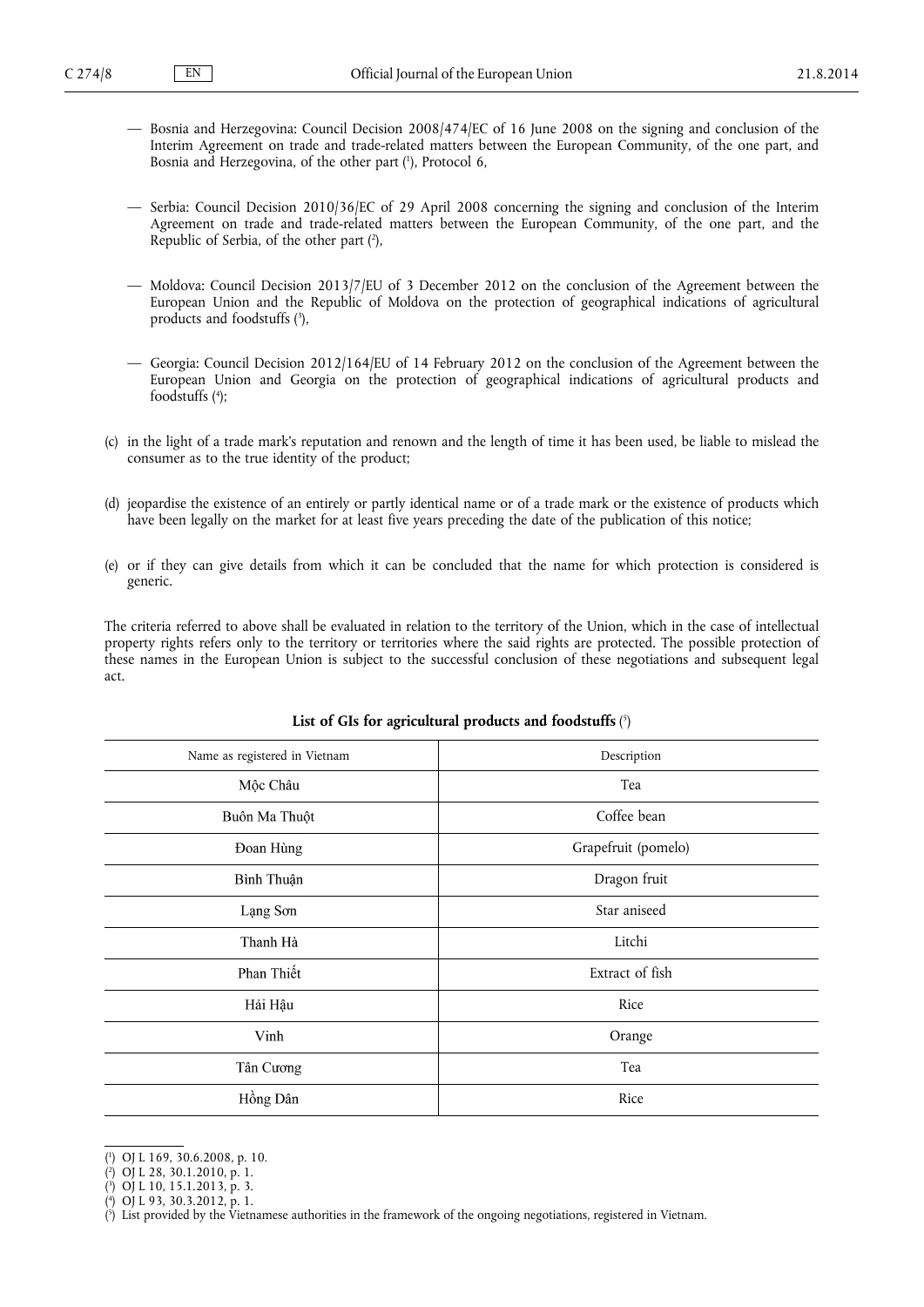— Bosnia and Herzegovina: Council Decision 2008/474/EC of 16 June 2008 on the signing and conclusion of the Interim Agreement on trade and trade-related matters between the European Community, of the one part, and Bosnia and Herzegovina, of the other part [1], Protocol 6,

— Serbia: Council Decision 2010/36/EC of 29 April 2008 concerning the signing and conclusion of the Interim Agreement on trade and trade-related matters between the European Community, of the one part, and the Republic of Serbia, of the other part [2],

— Moldova: Council Decision 2013/7/EU of 3 December 2012 on the conclusion of the Agreement between the European Union and the Republic of Moldova on the protection of geographical indications of agricultural products and foodstuffs [3],

— Georgia: Council Decision 2012/164/EU of 14 February 2012 on the conclusion of the Agreement between the European Union and Georgia on the protection of geographical indications of agricultural products and foodstuffs [4];

(c) in the light of a trade mark's reputation and renown and the length of time it has been used, be liable to mislead the consumer as to the true identity of the product;

(d) jeopardise the existence of an entirely or partly identical name or of a trade mark or the existence of products which have been legally on the market for at least five years preceding the date of the publication of this notice;

(e) or if they can give details from which it can be concluded that the name for which protection is considered is generic.

The criteria referred to above shall be evaluated in relation to the territory of the Union, which in the case of intellectual property rights refers only to the territory or territories where the said rights are protected. The possible protection of these names in the European Union is subject to the successful conclusion of these negotiations and subsequent legal act.

**List of GIs for agricultural products and foodstuffs** [5]

| Name as registered in Vietnam | Description |
|---|---|
| Mộc Châu | Tea |
| Buôn Ma Thuột | Coffee bean |
| Đoan Hùng | Grapefruit (pomelo) |
| Bình Thuận | Dragon fruit |
| Lạng Sơn | Star aniseed |
| Thanh Hà | Litchi |
| Phan Thiết | Extract of fish |
| Hải Hậu | Rice |
| Vinh | Orange |
| Tân Cương | Tea |
| Hồng Dân | Rice |

[1] OJ L 169, 30.6.2008, p. 10.

[2] OJ L 28, 30.1.2010, p. 1.

[3] OJ L 10, 15.1.2013, p. 3.

[4] OJ L 93, 30.3.2012, p. 1.

[5] List provided by the Vietnamese authorities in the framework of the ongoing negotiations, registered in Vietnam.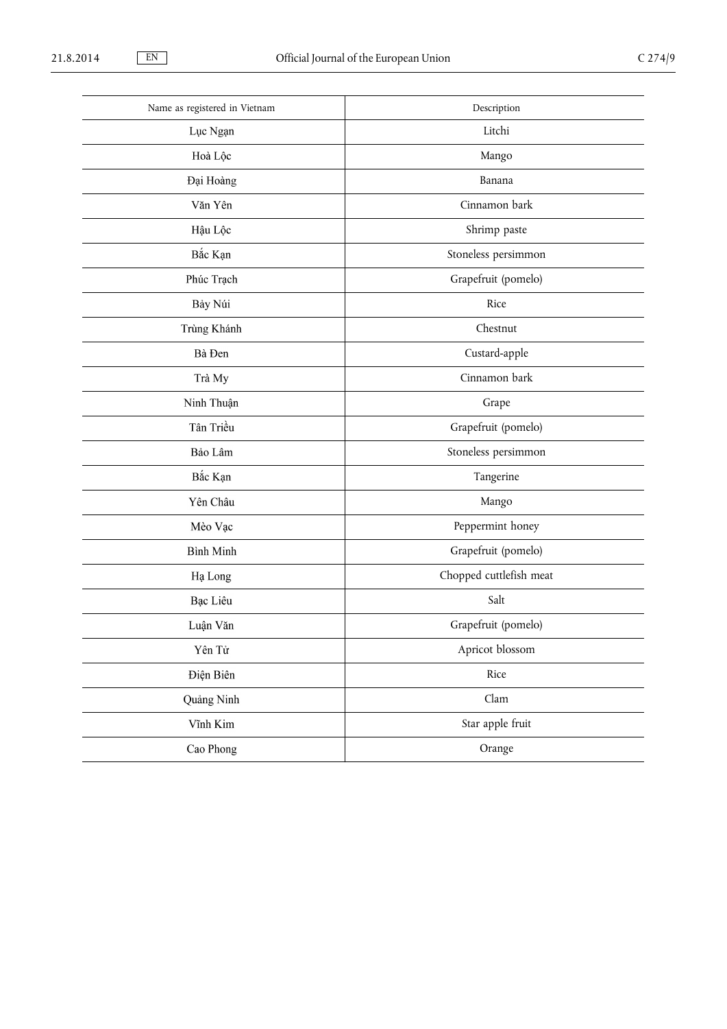| Name as registered in Vietnam | Description |
|---|---|
| Lục Ngạn | Litchi |
| Hoà Lộc | Mango |
| Đại Hoàng | Banana |
| Văn Yên | Cinnamon bark |
| Hậu Lộc | Shrimp paste |
| Bắc Kạn | Stoneless persimmon |
| Phúc Trạch | Grapefruit (pomelo) |
| Bảy Núi | Rice |
| Trùng Khánh | Chestnut |
| Bà Đen | Custard-apple |
| Trà My | Cinnamon bark |
| Ninh Thuận | Grape |
| Tân Triều | Grapefruit (pomelo) |
| Bảo Lâm | Stoneless persimmon |
| Bắc Kạn | Tangerine |
| Yên Châu | Mango |
| Mèo Vạc | Peppermint honey |
| Bình Minh | Grapefruit (pomelo) |
| Hạ Long | Chopped cuttlefish meat |
| Bạc Liêu | Salt |
| Luận Văn | Grapefruit (pomelo) |
| Yên Tử | Apricot blossom |
| Điện Biên | Rice |
| Quảng Ninh | Clam |
| Vĩnh Kim | Star apple fruit |
| Cao Phong | Orange |